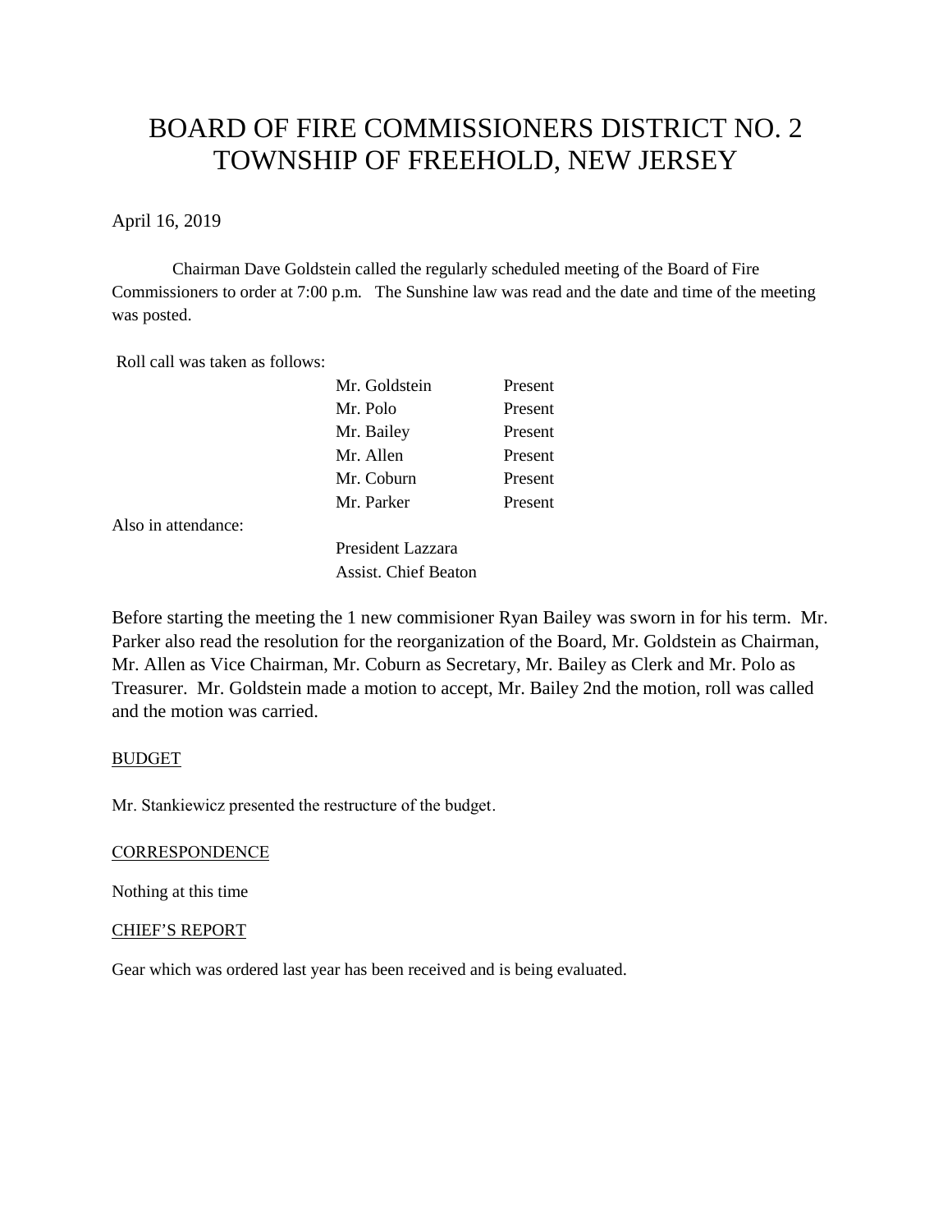# BOARD OF FIRE COMMISSIONERS DISTRICT NO. 2
# TOWNSHIP OF FREEHOLD, NEW JERSEY

April 16, 2019

Chairman Dave Goldstein called the regularly scheduled meeting of the Board of Fire Commissioners to order at 7:00 p.m. The Sunshine law was read and the date and time of the meeting was posted.

Roll call was taken as follows:

| | |
|---|---|
| Mr. Goldstein | Present |
| Mr. Polo | Present |
| Mr. Bailey | Present |
| Mr. Allen | Present |
| Mr. Coburn | Present |
| Mr. Parker | Present |

Also in attendance:

President Lazzara
Assist. Chief Beaton

Before starting the meeting the 1 new commisioner Ryan Bailey was sworn in for his term. Mr. Parker also read the resolution for the reorganization of the Board, Mr. Goldstein as Chairman, Mr. Allen as Vice Chairman, Mr. Coburn as Secretary, Mr. Bailey as Clerk and Mr. Polo as Treasurer. Mr. Goldstein made a motion to accept, Mr. Bailey 2nd the motion, roll was called and the motion was carried.

BUDGET

Mr. Stankiewicz presented the restructure of the budget.

CORRESPONDENCE

Nothing at this time

CHIEF'S REPORT

Gear which was ordered last year has been received and is being evaluated.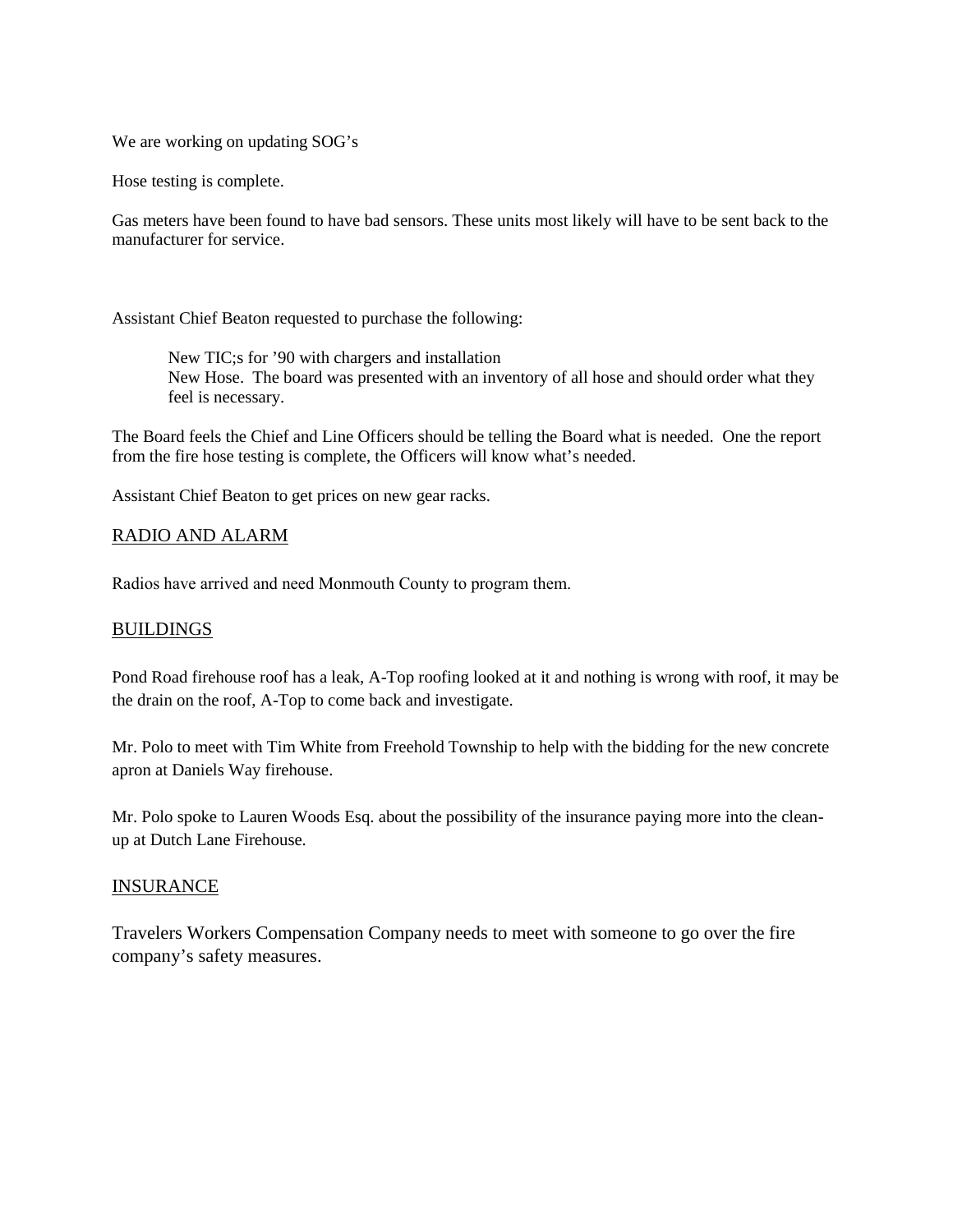We are working on updating SOG's

Hose testing is complete.

Gas meters have been found to have bad sensors. These units most likely will have to be sent back to the manufacturer for service.

Assistant Chief Beaton requested to purchase the following:

> New TIC;s for '90 with chargers and installation
> New Hose. The board was presented with an inventory of all hose and should order what they feel is necessary.

The Board feels the Chief and Line Officers should be telling the Board what is needed. One the report from the fire hose testing is complete, the Officers will know what's needed.

Assistant Chief Beaton to get prices on new gear racks.

## RADIO AND ALARM

Radios have arrived and need Monmouth County to program them.

## BUILDINGS

Pond Road firehouse roof has a leak, A-Top roofing looked at it and nothing is wrong with roof, it may be the drain on the roof, A-Top to come back and investigate.

Mr. Polo to meet with Tim White from Freehold Township to help with the bidding for the new concrete apron at Daniels Way firehouse.

Mr. Polo spoke to Lauren Woods Esq. about the possibility of the insurance paying more into the clean-up at Dutch Lane Firehouse.

## INSURANCE

Travelers Workers Compensation Company needs to meet with someone to go over the fire company's safety measures.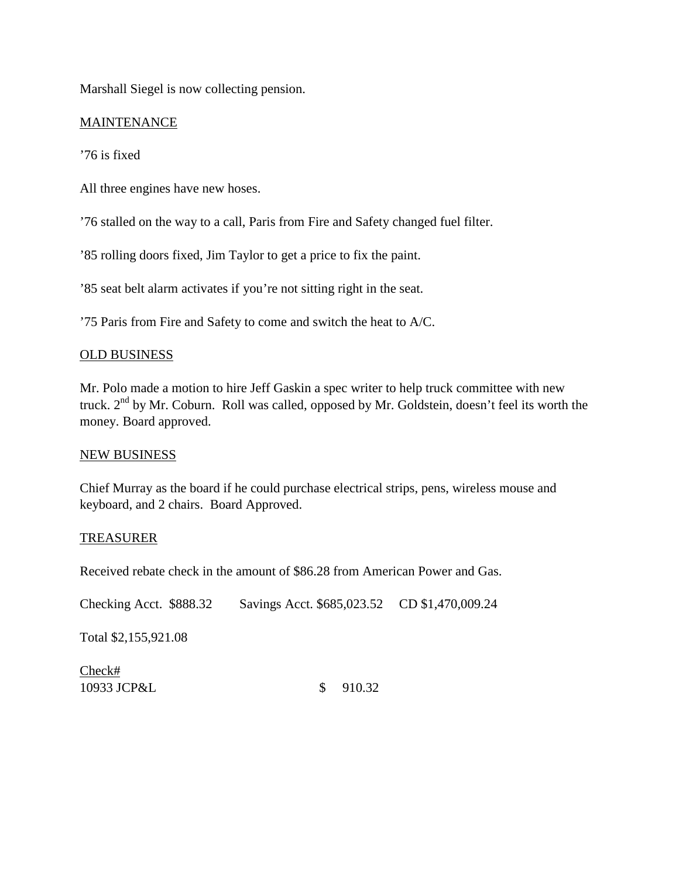Marshall Siegel is now collecting pension.

## MAINTENANCE

’76 is fixed

All three engines have new hoses.

’76 stalled on the way to a call, Paris from Fire and Safety changed fuel filter.

’85 rolling doors fixed, Jim Taylor to get a price to fix the paint.

’85 seat belt alarm activates if you’re not sitting right in the seat.

’75 Paris from Fire and Safety to come and switch the heat to A/C.

## OLD BUSINESS

Mr. Polo made a motion to hire Jeff Gaskin a spec writer to help truck committee with new truck. 2nd by Mr. Coburn. Roll was called, opposed by Mr. Goldstein, doesn’t feel its worth the money. Board approved.

## NEW BUSINESS

Chief Murray as the board if he could purchase electrical strips, pens, wireless mouse and keyboard, and 2 chairs. Board Approved.

## TREASURER

Received rebate check in the amount of $86.28 from American Power and Gas.

Checking Acct. $888.32 Savings Acct. $685,023.52 CD $1,470,009.24

Total $2,155,921.08

| Check# | |
|---|---|
| 10933 JCP&L | $ 910.32 |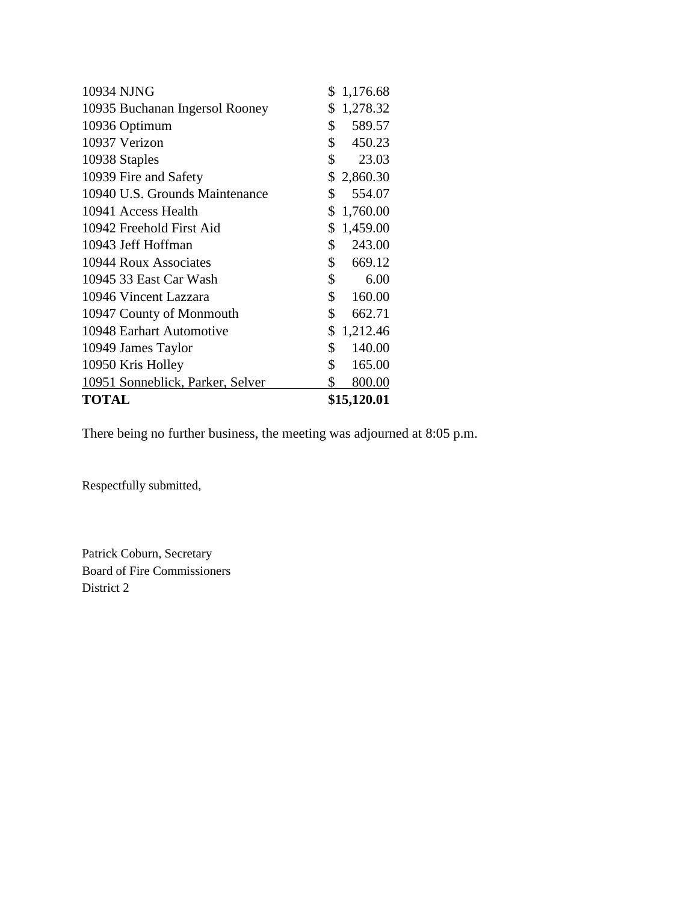| | |
|---|---|
| 10934 NJNG | $ 1,176.68 |
| 10935 Buchanan Ingersol Rooney | $ 1,278.32 |
| 10936 Optimum | $ 589.57 |
| 10937 Verizon | $ 450.23 |
| 10938 Staples | $ 23.03 |
| 10939 Fire and Safety | $ 2,860.30 |
| 10940 U.S. Grounds Maintenance | $ 554.07 |
| 10941 Access Health | $ 1,760.00 |
| 10942 Freehold First Aid | $ 1,459.00 |
| 10943 Jeff Hoffman | $ 243.00 |
| 10944 Roux Associates | $ 669.12 |
| 10945 33 East Car Wash | $ 6.00 |
| 10946 Vincent Lazzara | $ 160.00 |
| 10947 County of Monmouth | $ 662.71 |
| 10948 Earhart Automotive | $ 1,212.46 |
| 10949 James Taylor | $ 140.00 |
| 10950 Kris Holley | $ 165.00 |
| 10951 Sonneblick, Parker, Selver | $ 800.00 |
| **TOTAL** | **$15,120.01** |

There being no further business, the meeting was adjourned at 8:05 p.m.

Respectfully submitted,

Patrick Coburn, Secretary
Board of Fire Commissioners
District 2